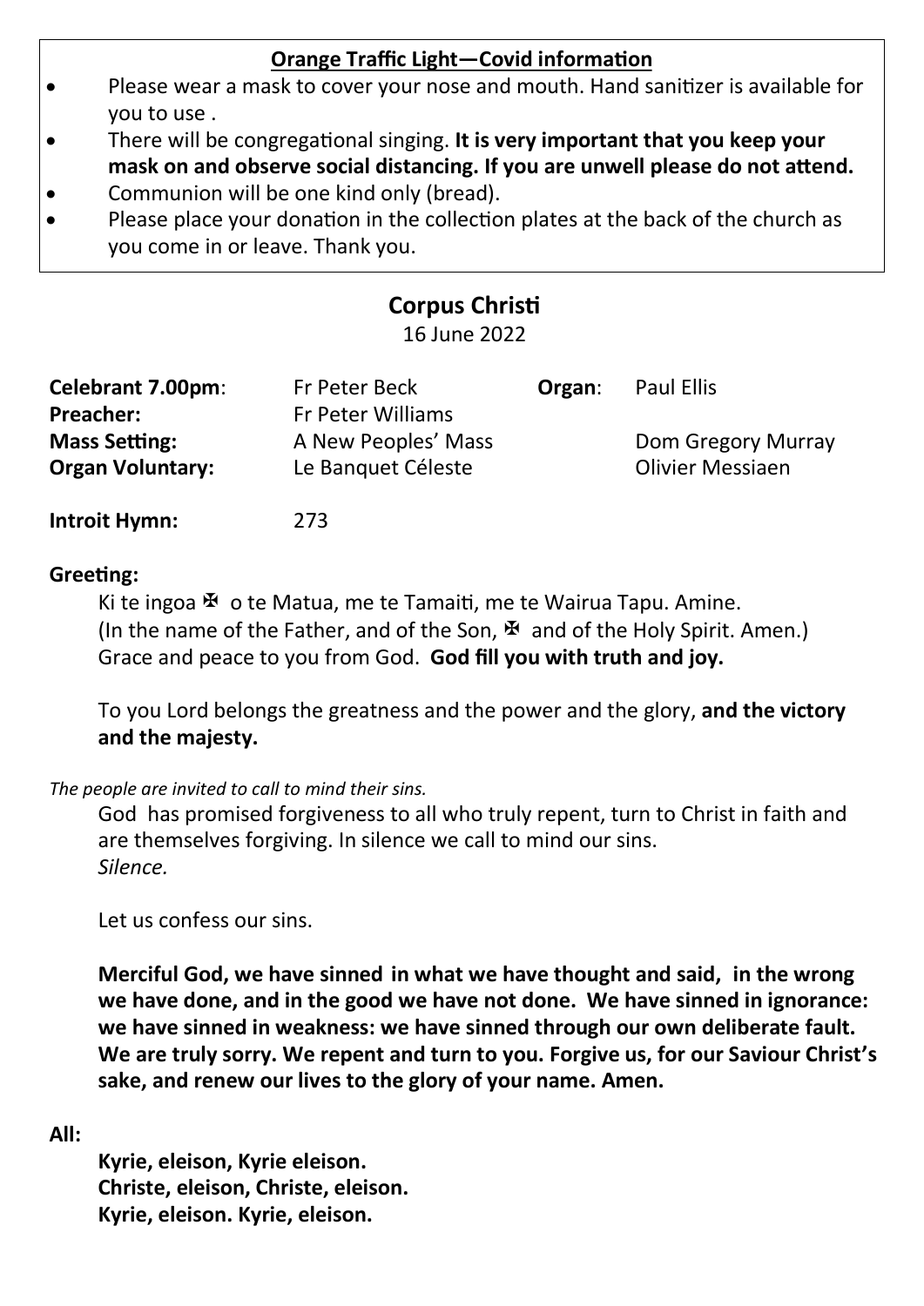## Orange Traffic Light—Covid information

- Please wear a mask to cover your nose and mouth. Hand sanitizer is available for you to use .
- There will be congregational singing. **It is very important that you keep your mask on and observe social distancing. If you are unwell please do not attend.**
- Communion will be one kind only (bread).
- Please place your donation in the collection plates at the back of the church as you come in or leave. Thank you.

# Corpus Christi

16 June 2022

| | | | |
|---|---|---|---|
| **Celebrant 7.00pm**: | Fr Peter Beck | **Organ**: | Paul Ellis |
| **Preacher:** | Fr Peter Williams | | |
| **Mass Setting:** | A New Peoples' Mass | | Dom Gregory Murray |
| **Organ Voluntary:** | Le Banquet Céleste | | Olivier Messiaen |

**Introit Hymn:** 273

**Greeting:**

Ki te ingoa ✠ o te Matua, me te Tamaiti, me te Wairua Tapu. Amine.
(In the name of the Father, and of the Son, ✠ and of the Holy Spirit. Amen.)
Grace and peace to you from God. **God fill you with truth and joy.**

To you Lord belongs the greatness and the power and the glory, **and the victory and the majesty.**

*The people are invited to call to mind their sins.*

God has promised forgiveness to all who truly repent, turn to Christ in faith and are themselves forgiving. In silence we call to mind our sins.
*Silence.*

Let us confess our sins.

**Merciful God, we have sinned in what we have thought and said, in the wrong we have done, and in the good we have not done. We have sinned in ignorance: we have sinned in weakness: we have sinned through our own deliberate fault. We are truly sorry. We repent and turn to you. Forgive us, for our Saviour Christ's sake, and renew our lives to the glory of your name. Amen.**

**All:**

**Kyrie, eleison, Kyrie eleison.**
**Christe, eleison, Christe, eleison.**
**Kyrie, eleison. Kyrie, eleison.**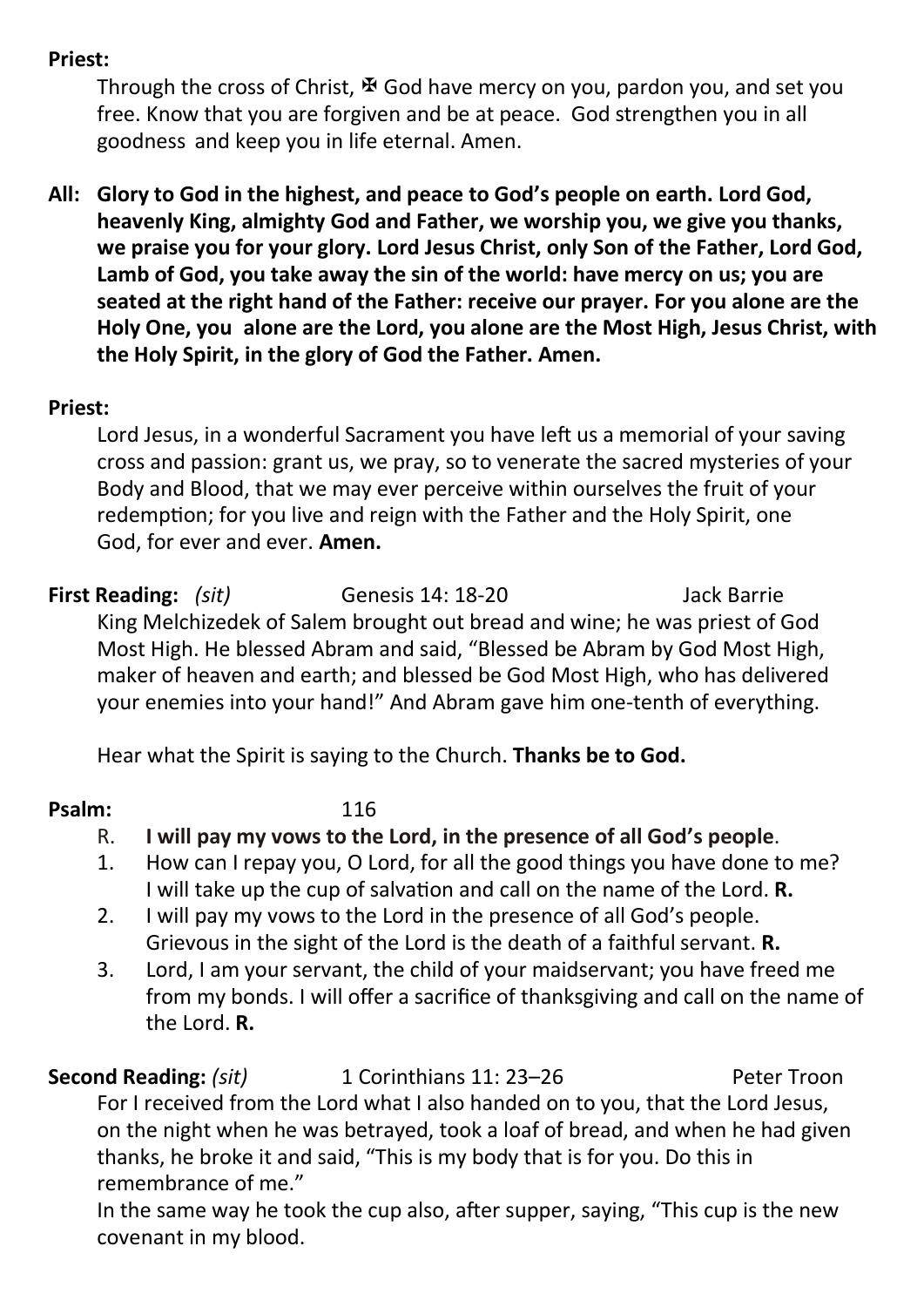**Priest:**

Through the cross of Christ, ✠ God have mercy on you, pardon you, and set you free. Know that you are forgiven and be at peace. God strengthen you in all goodness and keep you in life eternal. Amen.

**All: Glory to God in the highest, and peace to God's people on earth. Lord God, heavenly King, almighty God and Father, we worship you, we give you thanks, we praise you for your glory. Lord Jesus Christ, only Son of the Father, Lord God, Lamb of God, you take away the sin of the world: have mercy on us; you are seated at the right hand of the Father: receive our prayer. For you alone are the Holy One, you alone are the Lord, you alone are the Most High, Jesus Christ, with the Holy Spirit, in the glory of God the Father. Amen.**

**Priest:**

Lord Jesus, in a wonderful Sacrament you have left us a memorial of your saving cross and passion: grant us, we pray, so to venerate the sacred mysteries of your Body and Blood, that we may ever perceive within ourselves the fruit of your redemption; for you live and reign with the Father and the Holy Spirit, one God, for ever and ever. **Amen.**

**First Reading:** *(sit)* Genesis 14: 18-20 Jack Barrie

King Melchizedek of Salem brought out bread and wine; he was priest of God Most High. He blessed Abram and said, "Blessed be Abram by God Most High, maker of heaven and earth; and blessed be God Most High, who has delivered your enemies into your hand!" And Abram gave him one-tenth of everything.

Hear what the Spirit is saying to the Church. **Thanks be to God.**

**Psalm:** 116

R. **I will pay my vows to the Lord, in the presence of all God's people**.

1. How can I repay you, O Lord, for all the good things you have done to me? I will take up the cup of salvation and call on the name of the Lord. **R.**
2. I will pay my vows to the Lord in the presence of all God's people. Grievous in the sight of the Lord is the death of a faithful servant. **R.**
3. Lord, I am your servant, the child of your maidservant; you have freed me from my bonds. I will offer a sacrifice of thanksgiving and call on the name of the Lord. **R.**

**Second Reading:** *(sit)* 1 Corinthians 11: 23–26 Peter Troon

For I received from the Lord what I also handed on to you, that the Lord Jesus, on the night when he was betrayed, took a loaf of bread, and when he had given thanks, he broke it and said, "This is my body that is for you. Do this in remembrance of me."

In the same way he took the cup also, after supper, saying, "This cup is the new covenant in my blood.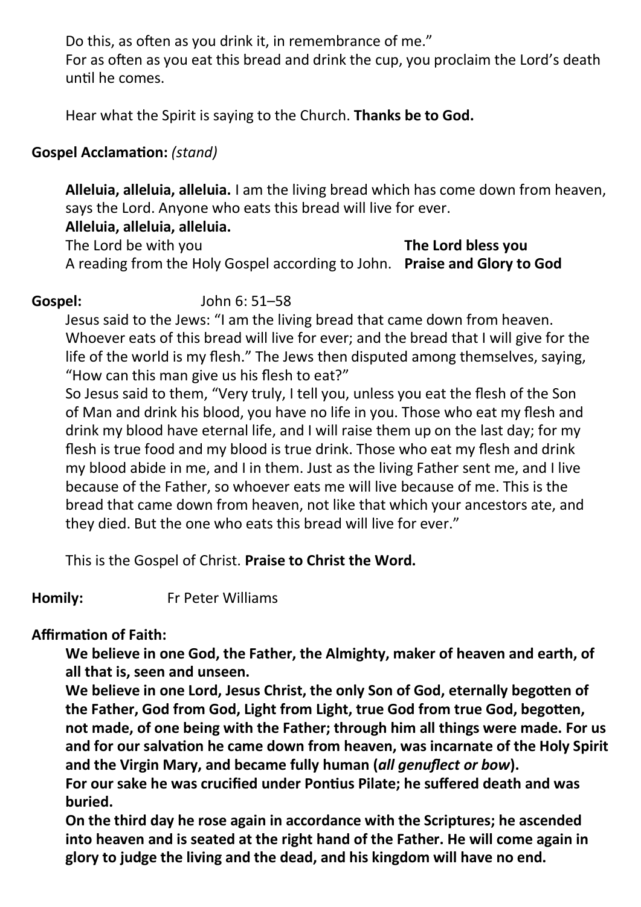Do this, as often as you drink it, in remembrance of me."
For as often as you eat this bread and drink the cup, you proclaim the Lord's death until he comes.

Hear what the Spirit is saying to the Church. **Thanks be to God.**

**Gospel Acclamation:** *(stand)*

**Alleluia, alleluia, alleluia.** I am the living bread which has come down from heaven, says the Lord. Anyone who eats this bread will live for ever.
**Alleluia, alleluia, alleluia.**
The Lord be with you **The Lord bless you**
A reading from the Holy Gospel according to John. **Praise and Glory to God**

**Gospel:** John 6: 51–58

Jesus said to the Jews: "I am the living bread that came down from heaven. Whoever eats of this bread will live for ever; and the bread that I will give for the life of the world is my flesh." The Jews then disputed among themselves, saying, "How can this man give us his flesh to eat?"
So Jesus said to them, "Very truly, I tell you, unless you eat the flesh of the Son of Man and drink his blood, you have no life in you. Those who eat my flesh and drink my blood have eternal life, and I will raise them up on the last day; for my flesh is true food and my blood is true drink. Those who eat my flesh and drink my blood abide in me, and I in them. Just as the living Father sent me, and I live because of the Father, so whoever eats me will live because of me. This is the bread that came down from heaven, not like that which your ancestors ate, and they died. But the one who eats this bread will live for ever."

This is the Gospel of Christ. **Praise to Christ the Word.**

**Homily:** Fr Peter Williams

**Affirmation of Faith:**

**We believe in one God, the Father, the Almighty, maker of heaven and earth, of all that is, seen and unseen.**
**We believe in one Lord, Jesus Christ, the only Son of God, eternally begotten of the Father, God from God, Light from Light, true God from true God, begotten, not made, of one being with the Father; through him all things were made. For us and for our salvation he came down from heaven, was incarnate of the Holy Spirit and the Virgin Mary, and became fully human (*all genuflect or bow*).**
**For our sake he was crucified under Pontius Pilate; he suffered death and was buried.**
**On the third day he rose again in accordance with the Scriptures; he ascended into heaven and is seated at the right hand of the Father. He will come again in glory to judge the living and the dead, and his kingdom will have no end.**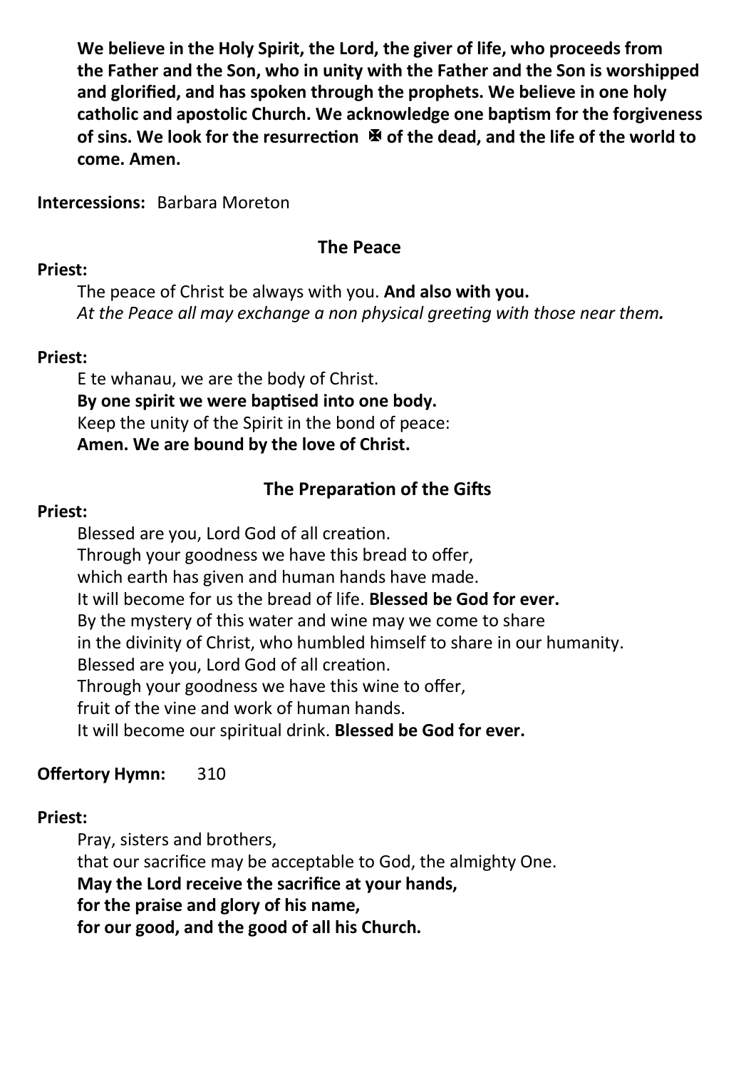**We believe in the Holy Spirit, the Lord, the giver of life, who proceeds from the Father and the Son, who in unity with the Father and the Son is worshipped and glorified, and has spoken through the prophets. We believe in one holy catholic and apostolic Church. We acknowledge one baptism for the forgiveness of sins. We look for the resurrection ✠ of the dead, and the life of the world to come. Amen.**

**Intercessions:** Barbara Moreton

## The Peace

**Priest:**

The peace of Christ be always with you. **And also with you.**
*At the Peace all may exchange a non physical greeting with those near them.*

**Priest:**

E te whanau, we are the body of Christ.
**By one spirit we were baptised into one body.**
Keep the unity of the Spirit in the bond of peace:
**Amen. We are bound by the love of Christ.**

## The Preparation of the Gifts

**Priest:**

Blessed are you, Lord God of all creation.
Through your goodness we have this bread to offer,
which earth has given and human hands have made.
It will become for us the bread of life. **Blessed be God for ever.**
By the mystery of this water and wine may we come to share
in the divinity of Christ, who humbled himself to share in our humanity.
Blessed are you, Lord God of all creation.
Through your goodness we have this wine to offer,
fruit of the vine and work of human hands.
It will become our spiritual drink. **Blessed be God for ever.**

**Offertory Hymn:** 310

**Priest:**

Pray, sisters and brothers,
that our sacrifice may be acceptable to God, the almighty One.
**May the Lord receive the sacrifice at your hands,**
**for the praise and glory of his name,**
**for our good, and the good of all his Church.**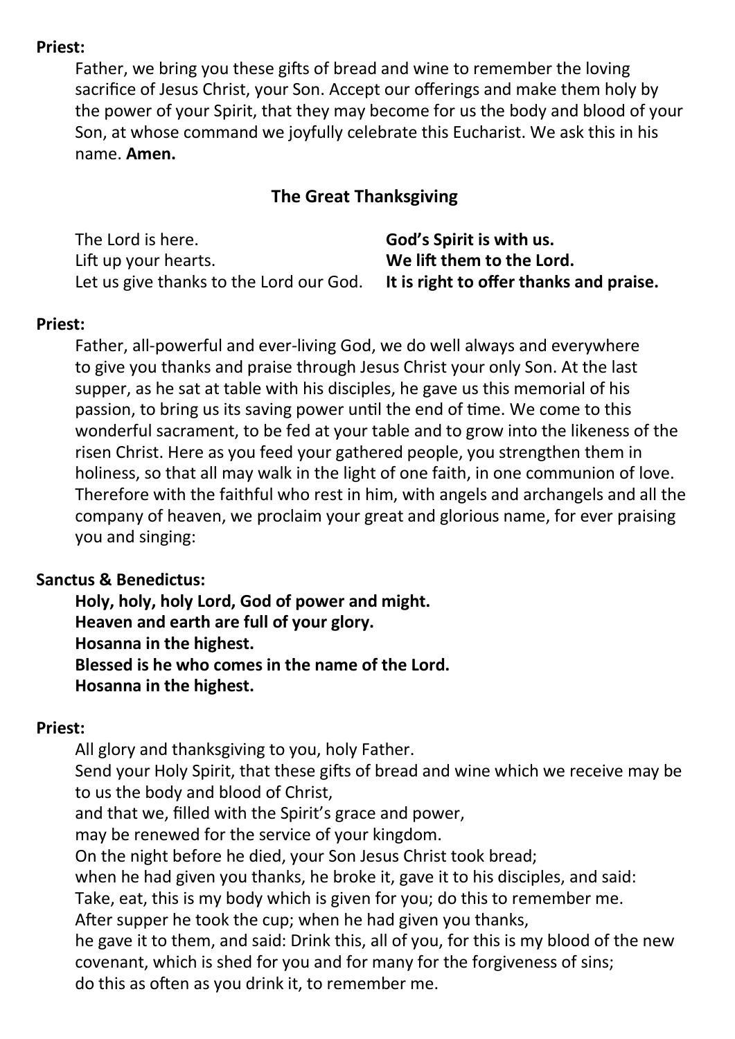**Priest:**

Father, we bring you these gifts of bread and wine to remember the loving sacrifice of Jesus Christ, your Son. Accept our offerings and make them holy by the power of your Spirit, that they may become for us the body and blood of your Son, at whose command we joyfully celebrate this Eucharist. We ask this in his name. **Amen.**

## The Great Thanksgiving

The Lord is here. **God's Spirit is with us.**
Lift up your hearts. **We lift them to the Lord.**
Let us give thanks to the Lord our God. **It is right to offer thanks and praise.**

**Priest:**

Father, all-powerful and ever-living God, we do well always and everywhere to give you thanks and praise through Jesus Christ your only Son. At the last supper, as he sat at table with his disciples, he gave us this memorial of his passion, to bring us its saving power until the end of time. We come to this wonderful sacrament, to be fed at your table and to grow into the likeness of the risen Christ. Here as you feed your gathered people, you strengthen them in holiness, so that all may walk in the light of one faith, in one communion of love. Therefore with the faithful who rest in him, with angels and archangels and all the company of heaven, we proclaim your great and glorious name, for ever praising you and singing:

**Sanctus & Benedictus:**

**Holy, holy, holy Lord, God of power and might.**
**Heaven and earth are full of your glory.**
**Hosanna in the highest.**
**Blessed is he who comes in the name of the Lord.**
**Hosanna in the highest.**

**Priest:**

All glory and thanksgiving to you, holy Father.
Send your Holy Spirit, that these gifts of bread and wine which we receive may be to us the body and blood of Christ,
and that we, filled with the Spirit's grace and power,
may be renewed for the service of your kingdom.
On the night before he died, your Son Jesus Christ took bread;
when he had given you thanks, he broke it, gave it to his disciples, and said:
Take, eat, this is my body which is given for you; do this to remember me.
After supper he took the cup; when he had given you thanks,
he gave it to them, and said: Drink this, all of you, for this is my blood of the new covenant, which is shed for you and for many for the forgiveness of sins;
do this as often as you drink it, to remember me.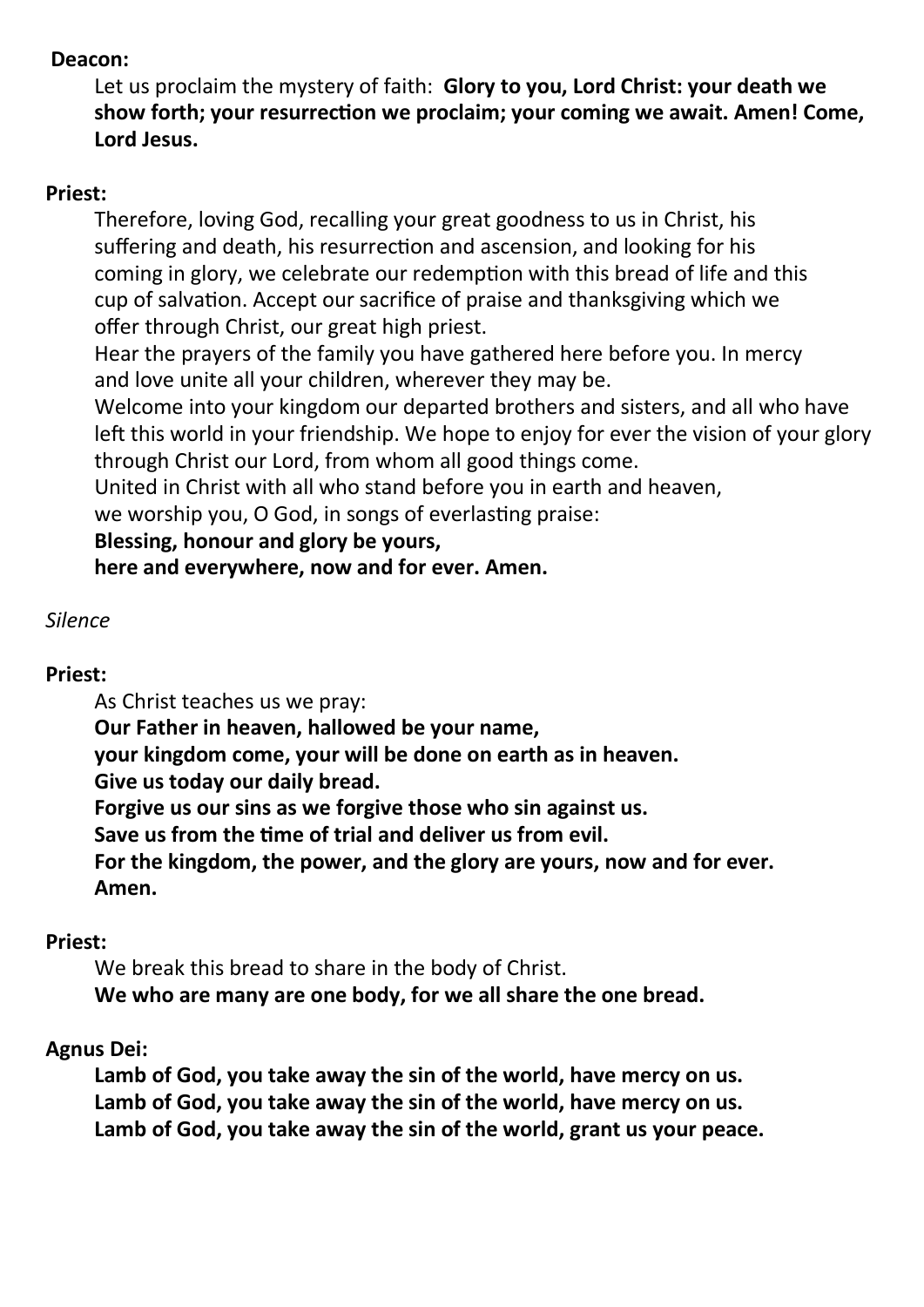**Deacon:**

Let us proclaim the mystery of faith: **Glory to you, Lord Christ: your death we show forth; your resurrection we proclaim; your coming we await. Amen! Come, Lord Jesus.**

**Priest:**

Therefore, loving God, recalling your great goodness to us in Christ, his suffering and death, his resurrection and ascension, and looking for his coming in glory, we celebrate our redemption with this bread of life and this cup of salvation. Accept our sacrifice of praise and thanksgiving which we offer through Christ, our great high priest.
Hear the prayers of the family you have gathered here before you. In mercy and love unite all your children, wherever they may be.
Welcome into your kingdom our departed brothers and sisters, and all who have left this world in your friendship. We hope to enjoy for ever the vision of your glory through Christ our Lord, from whom all good things come.
United in Christ with all who stand before you in earth and heaven,
we worship you, O God, in songs of everlasting praise:
**Blessing, honour and glory be yours,**
**here and everywhere, now and for ever. Amen.**

*Silence*

**Priest:**

As Christ teaches us we pray:
**Our Father in heaven, hallowed be your name,**
**your kingdom come, your will be done on earth as in heaven.**
**Give us today our daily bread.**
**Forgive us our sins as we forgive those who sin against us.**
**Save us from the time of trial and deliver us from evil.**
**For the kingdom, the power, and the glory are yours, now and for ever.**
**Amen.**

**Priest:**

We break this bread to share in the body of Christ.
**We who are many are one body, for we all share the one bread.**

**Agnus Dei:**

**Lamb of God, you take away the sin of the world, have mercy on us.**
**Lamb of God, you take away the sin of the world, have mercy on us.**
**Lamb of God, you take away the sin of the world, grant us your peace.**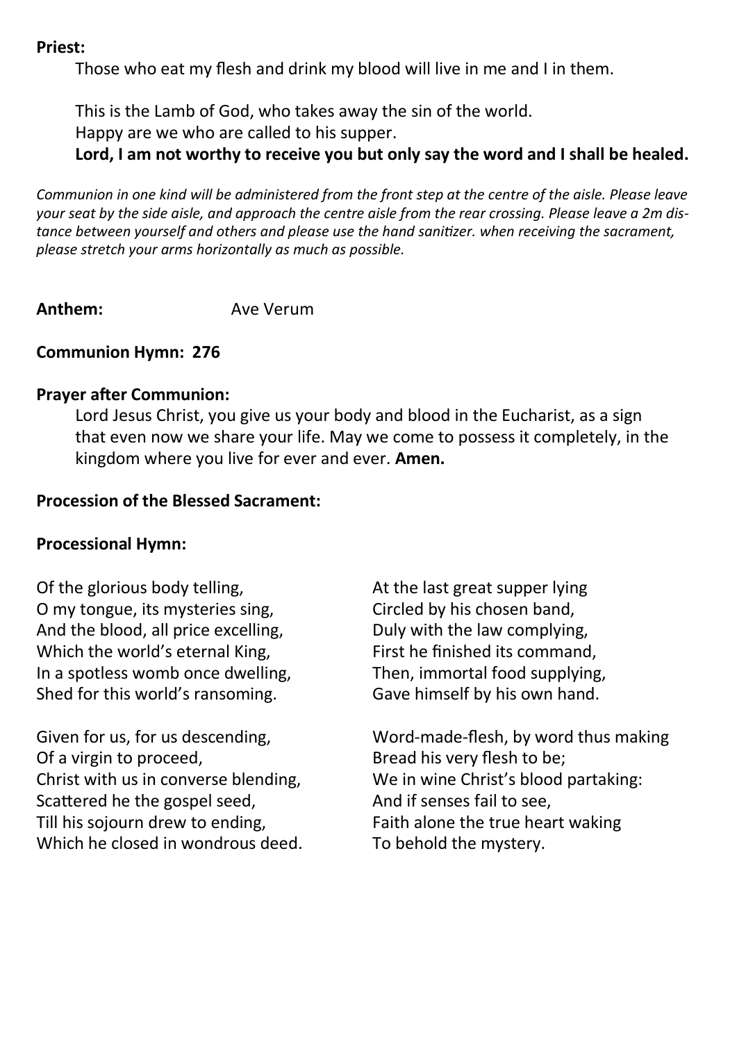**Priest:**

Those who eat my flesh and drink my blood will live in me and I in them.

This is the Lamb of God, who takes away the sin of the world.
Happy are we who are called to his supper.
**Lord, I am not worthy to receive you but only say the word and I shall be healed.**

*Communion in one kind will be administered from the front step at the centre of the aisle. Please leave your seat by the side aisle, and approach the centre aisle from the rear crossing. Please leave a 2m distance between yourself and others and please use the hand sanitizer. when receiving the sacrament, please stretch your arms horizontally as much as possible.*

**Anthem:** Ave Verum

**Communion Hymn: 276**

**Prayer after Communion:**

Lord Jesus Christ, you give us your body and blood in the Eucharist, as a sign that even now we share your life. May we come to possess it completely, in the kingdom where you live for ever and ever. **Amen.**

**Procession of the Blessed Sacrament:**

**Processional Hymn:**

Of the glorious body telling,
O my tongue, its mysteries sing,
And the blood, all price excelling,
Which the world's eternal King,
In a spotless womb once dwelling,
Shed for this world's ransoming.

Given for us, for us descending,
Of a virgin to proceed,
Christ with us in converse blending,
Scattered he the gospel seed,
Till his sojourn drew to ending,
Which he closed in wondrous deed.

At the last great supper lying
Circled by his chosen band,
Duly with the law complying,
First he finished its command,
Then, immortal food supplying,
Gave himself by his own hand.

Word-made-flesh, by word thus making
Bread his very flesh to be;
We in wine Christ's blood partaking:
And if senses fail to see,
Faith alone the true heart waking
To behold the mystery.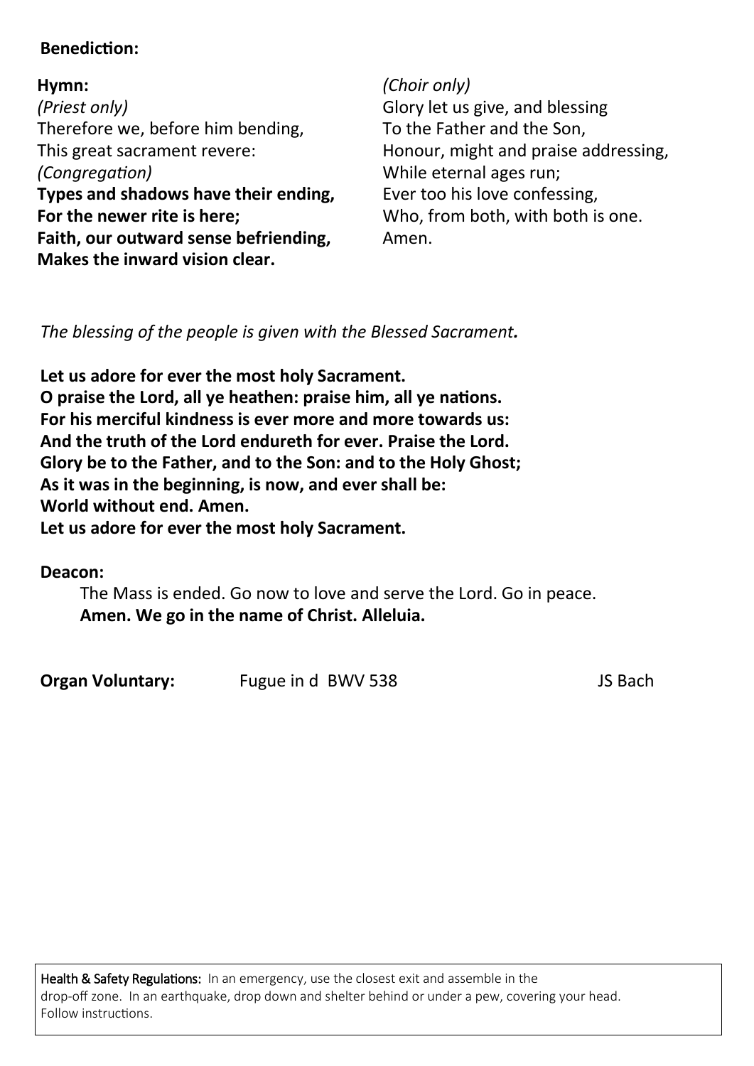**Benediction:**

**Hymn:**
*(Priest only)*
Therefore we, before him bending,
This great sacrament revere:
*(Congregation)*
**Types and shadows have their ending,**
**For the newer rite is here;**
**Faith, our outward sense befriending,**
**Makes the inward vision clear.**

*(Choir only)*
Glory let us give, and blessing
To the Father and the Son,
Honour, might and praise addressing,
While eternal ages run;
Ever too his love confessing,
Who, from both, with both is one.
Amen.

*The blessing of the people is given with the Blessed Sacrament.*

**Let us adore for ever the most holy Sacrament.**
**O praise the Lord, all ye heathen: praise him, all ye nations.**
**For his merciful kindness is ever more and more towards us:**
**And the truth of the Lord endureth for ever. Praise the Lord.**
**Glory be to the Father, and to the Son: and to the Holy Ghost;**
**As it was in the beginning, is now, and ever shall be:**
**World without end. Amen.**
**Let us adore for ever the most holy Sacrament.**

**Deacon:**

The Mass is ended. Go now to love and serve the Lord. Go in peace.
**Amen. We go in the name of Christ. Alleluia.**

**Organ Voluntary:** Fugue in d BWV 538 JS Bach

**Health & Safety Regulations:** In an emergency, use the closest exit and assemble in the drop-off zone. In an earthquake, drop down and shelter behind or under a pew, covering your head. Follow instructions.